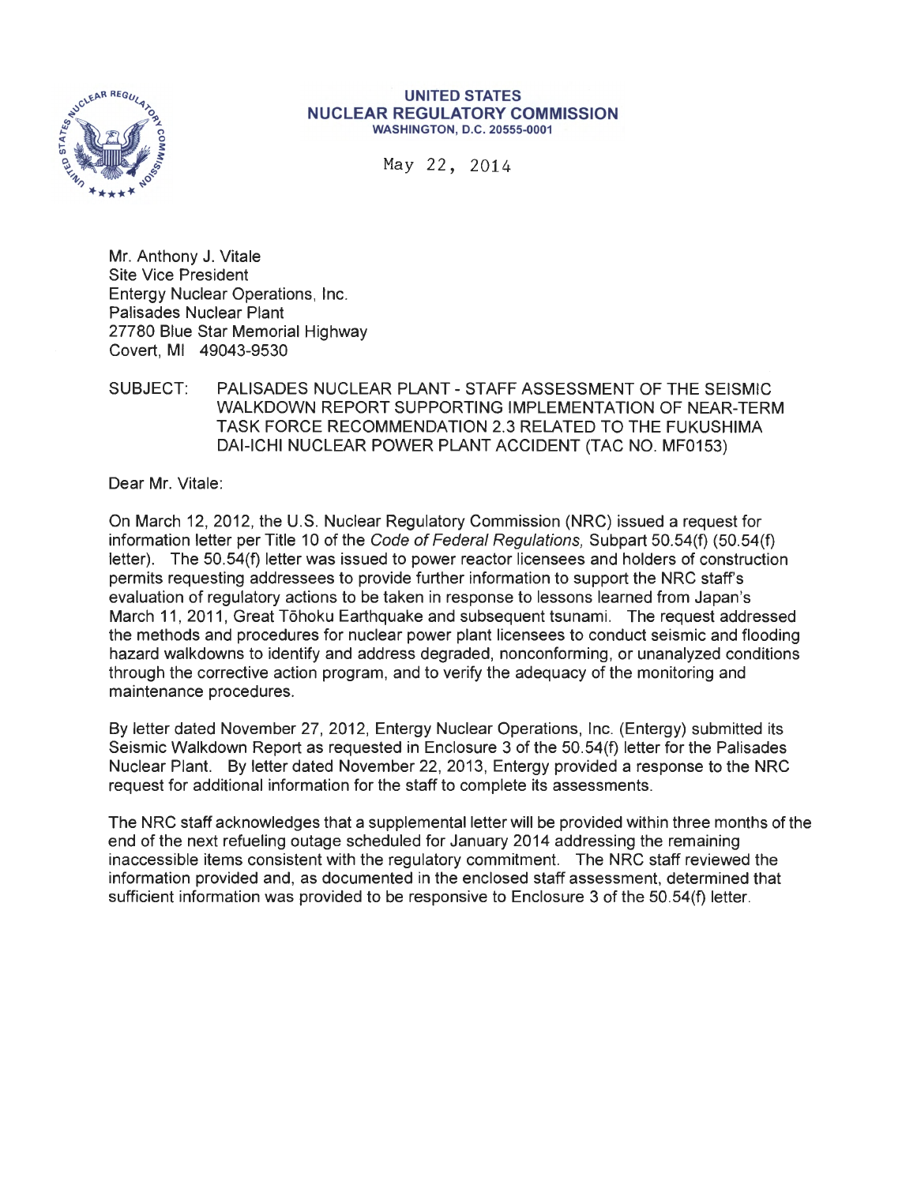**UNITED STATES**
**NUCLEAR REGULATORY COMMISSION**
**WASHINGTON, D.C. 20555-0001**

May 22, 2014

Mr. Anthony J. Vitale
Site Vice President
Entergy Nuclear Operations, Inc.
Palisades Nuclear Plant
27780 Blue Star Memorial Highway
Covert, MI 49043-9530

SUBJECT: PALISADES NUCLEAR PLANT - STAFF ASSESSMENT OF THE SEISMIC WALKDOWN REPORT SUPPORTING IMPLEMENTATION OF NEAR-TERM TASK FORCE RECOMMENDATION 2.3 RELATED TO THE FUKUSHIMA DAI-ICHI NUCLEAR POWER PLANT ACCIDENT (TAC NO. MF0153)

Dear Mr. Vitale:

On March 12, 2012, the U.S. Nuclear Regulatory Commission (NRC) issued a request for information letter per Title 10 of the *Code of Federal Regulations,* Subpart 50.54(f) (50.54(f) letter). The 50.54(f) letter was issued to power reactor licensees and holders of construction permits requesting addressees to provide further information to support the NRC staff's evaluation of regulatory actions to be taken in response to lessons learned from Japan's March 11, 2011, Great Tōhoku Earthquake and subsequent tsunami. The request addressed the methods and procedures for nuclear power plant licensees to conduct seismic and flooding hazard walkdowns to identify and address degraded, nonconforming, or unanalyzed conditions through the corrective action program, and to verify the adequacy of the monitoring and maintenance procedures.

By letter dated November 27, 2012, Entergy Nuclear Operations, Inc. (Entergy) submitted its Seismic Walkdown Report as requested in Enclosure 3 of the 50.54(f) letter for the Palisades Nuclear Plant. By letter dated November 22, 2013, Entergy provided a response to the NRC request for additional information for the staff to complete its assessments.

The NRC staff acknowledges that a supplemental letter will be provided within three months of the end of the next refueling outage scheduled for January 2014 addressing the remaining inaccessible items consistent with the regulatory commitment. The NRC staff reviewed the information provided and, as documented in the enclosed staff assessment, determined that sufficient information was provided to be responsive to Enclosure 3 of the 50.54(f) letter.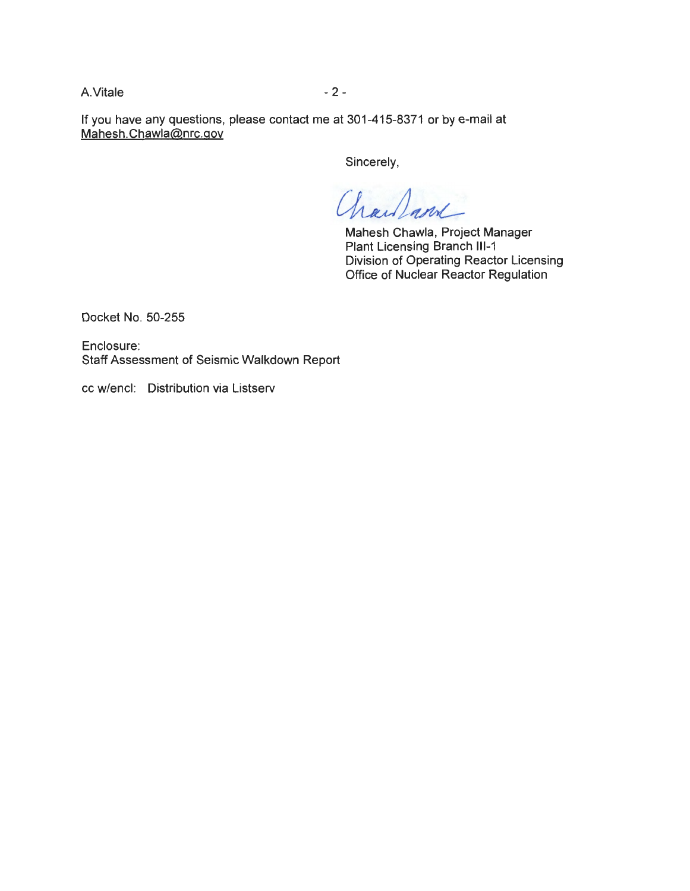If you have any questions, please contact me at 301-415-8371 or by e-mail at Mahesh.Chawla@nrc.gov

Sincerely,

Mahesh Chawla, Project Manager
Plant Licensing Branch III-1
Division of Operating Reactor Licensing
Office of Nuclear Reactor Regulation

Docket No. 50-255

Enclosure:
Staff Assessment of Seismic Walkdown Report

cc w/encl: Distribution via Listserv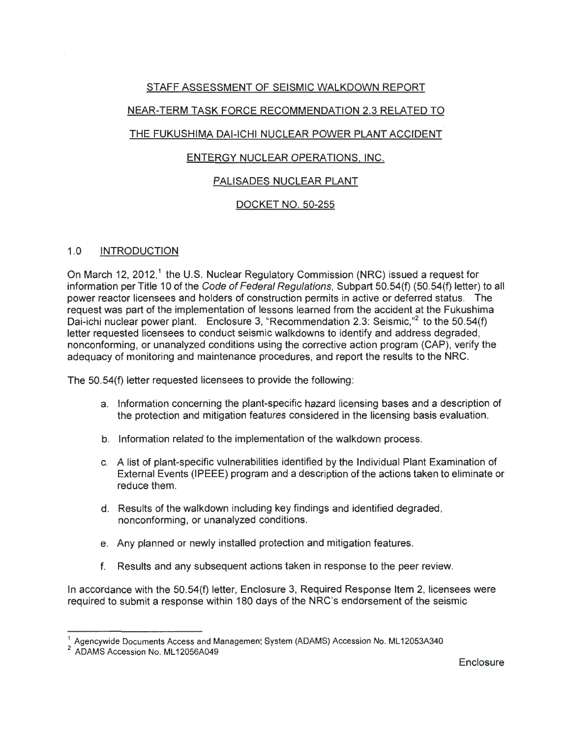STAFF ASSESSMENT OF SEISMIC WALKDOWN REPORT

NEAR-TERM TASK FORCE RECOMMENDATION 2.3 RELATED TO

THE FUKUSHIMA DAI-ICHI NUCLEAR POWER PLANT ACCIDENT

ENTERGY NUCLEAR OPERATIONS, INC.

PALISADES NUCLEAR PLANT

DOCKET NO. 50-255

## 1.0 INTRODUCTION

On March 12, 2012,[1] the U.S. Nuclear Regulatory Commission (NRC) issued a request for information per Title 10 of the *Code of Federal Regulations*, Subpart 50.54(f) (50.54(f) letter) to all power reactor licensees and holders of construction permits in active or deferred status. The request was part of the implementation of lessons learned from the accident at the Fukushima Dai-ichi nuclear power plant. Enclosure 3, "Recommendation 2.3: Seismic,"[2] to the 50.54(f) letter requested licensees to conduct seismic walkdowns to identify and address degraded, nonconforming, or unanalyzed conditions using the corrective action program (CAP), verify the adequacy of monitoring and maintenance procedures, and report the results to the NRC.

The 50.54(f) letter requested licensees to provide the following:

a. Information concerning the plant-specific hazard licensing bases and a description of the protection and mitigation features considered in the licensing basis evaluation.

b. Information related to the implementation of the walkdown process.

c. A list of plant-specific vulnerabilities identified by the Individual Plant Examination of External Events (IPEEE) program and a description of the actions taken to eliminate or reduce them.

d. Results of the walkdown including key findings and identified degraded, nonconforming, or unanalyzed conditions.

e. Any planned or newly installed protection and mitigation features.

f. Results and any subsequent actions taken in response to the peer review.

In accordance with the 50.54(f) letter, Enclosure 3, Required Response Item 2, licensees were required to submit a response within 180 days of the NRC's endorsement of the seismic

[1] Agencywide Documents Access and Management System (ADAMS) Accession No. ML12053A340

[2] ADAMS Accession No. ML12056A049

Enclosure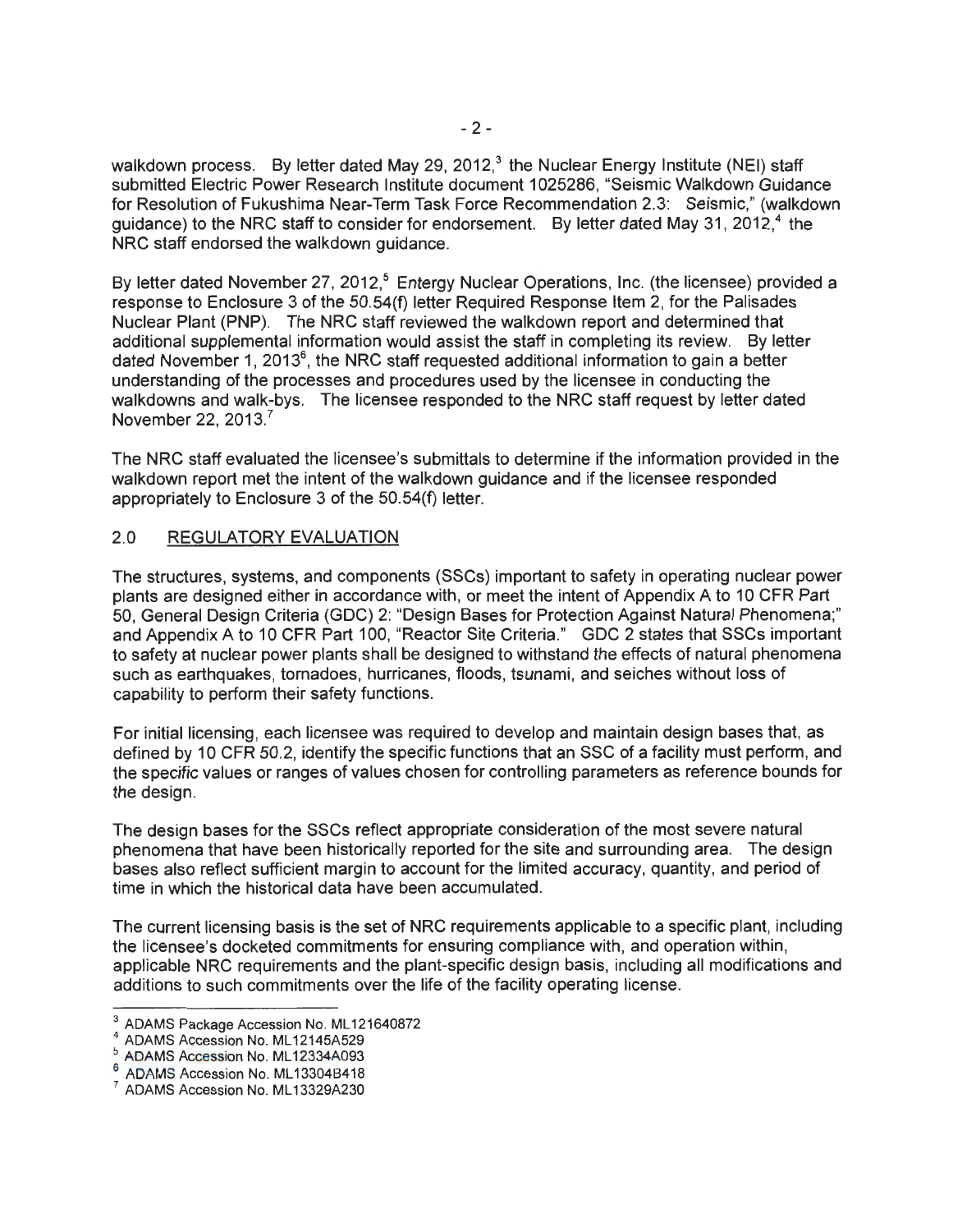walkdown process. By letter dated May 29, 2012,[3] the Nuclear Energy Institute (NEI) staff submitted Electric Power Research Institute document 1025286, "Seismic Walkdown Guidance for Resolution of Fukushima Near-Term Task Force Recommendation 2.3: Seismic," (walkdown guidance) to the NRC staff to consider for endorsement. By letter dated May 31, 2012,[4] the NRC staff endorsed the walkdown guidance.

By letter dated November 27, 2012,[5] Entergy Nuclear Operations, Inc. (the licensee) provided a response to Enclosure 3 of the 50.54(f) letter Required Response Item 2, for the Palisades Nuclear Plant (PNP). The NRC staff reviewed the walkdown report and determined that additional supplemental information would assist the staff in completing its review. By letter dated November 1, 2013[6], the NRC staff requested additional information to gain a better understanding of the processes and procedures used by the licensee in conducting the walkdowns and walk-bys. The licensee responded to the NRC staff request by letter dated November 22, 2013.[7]

The NRC staff evaluated the licensee's submittals to determine if the information provided in the walkdown report met the intent of the walkdown guidance and if the licensee responded appropriately to Enclosure 3 of the 50.54(f) letter.

## 2.0 REGULATORY EVALUATION

The structures, systems, and components (SSCs) important to safety in operating nuclear power plants are designed either in accordance with, or meet the intent of Appendix A to 10 CFR Part 50, General Design Criteria (GDC) 2: "Design Bases for Protection Against Natural Phenomena;" and Appendix A to 10 CFR Part 100, "Reactor Site Criteria." GDC 2 states that SSCs important to safety at nuclear power plants shall be designed to withstand the effects of natural phenomena such as earthquakes, tornadoes, hurricanes, floods, tsunami, and seiches without loss of capability to perform their safety functions.

For initial licensing, each licensee was required to develop and maintain design bases that, as defined by 10 CFR 50.2, identify the specific functions that an SSC of a facility must perform, and the specific values or ranges of values chosen for controlling parameters as reference bounds for the design.

The design bases for the SSCs reflect appropriate consideration of the most severe natural phenomena that have been historically reported for the site and surrounding area. The design bases also reflect sufficient margin to account for the limited accuracy, quantity, and period of time in which the historical data have been accumulated.

The current licensing basis is the set of NRC requirements applicable to a specific plant, including the licensee's docketed commitments for ensuring compliance with, and operation within, applicable NRC requirements and the plant-specific design basis, including all modifications and additions to such commitments over the life of the facility operating license.

---

[3] ADAMS Package Accession No. ML121640872

[4] ADAMS Accession No. ML12145A529

[5] ADAMS Accession No. ML12334A093

[6] ADAMS Accession No. ML13304B418

[7] ADAMS Accession No. ML13329A230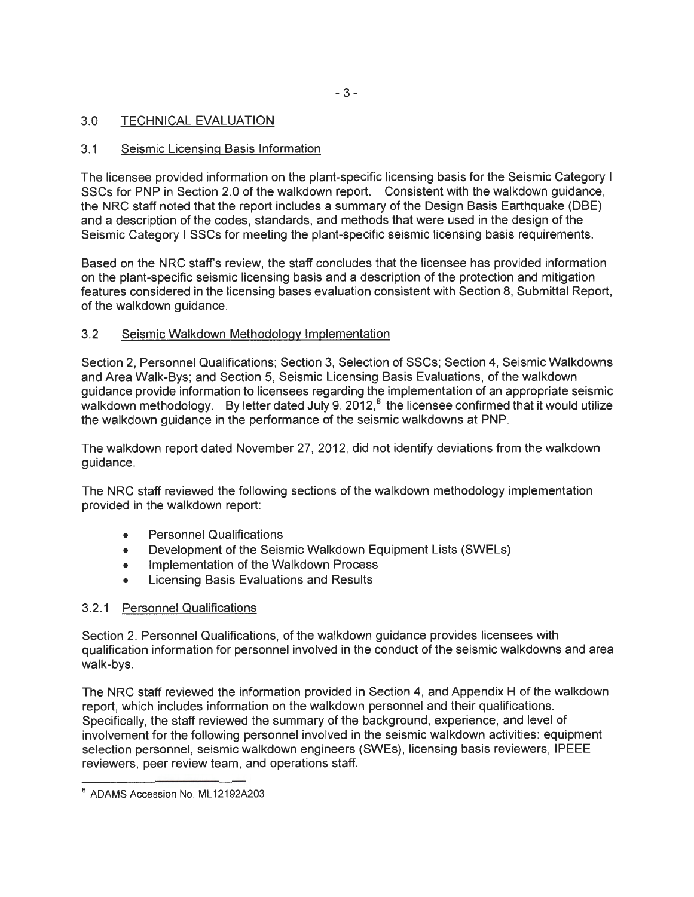## 3.0 TECHNICAL EVALUATION

### 3.1 Seismic Licensing Basis Information

The licensee provided information on the plant-specific licensing basis for the Seismic Category I SSCs for PNP in Section 2.0 of the walkdown report. Consistent with the walkdown guidance, the NRC staff noted that the report includes a summary of the Design Basis Earthquake (DBE) and a description of the codes, standards, and methods that were used in the design of the Seismic Category I SSCs for meeting the plant-specific seismic licensing basis requirements.

Based on the NRC staff's review, the staff concludes that the licensee has provided information on the plant-specific seismic licensing basis and a description of the protection and mitigation features considered in the licensing bases evaluation consistent with Section 8, Submittal Report, of the walkdown guidance.

### 3.2 Seismic Walkdown Methodology Implementation

Section 2, Personnel Qualifications; Section 3, Selection of SSCs; Section 4, Seismic Walkdowns and Area Walk-Bys; and Section 5, Seismic Licensing Basis Evaluations, of the walkdown guidance provide information to licensees regarding the implementation of an appropriate seismic walkdown methodology. By letter dated July 9, 2012,[8] the licensee confirmed that it would utilize the walkdown guidance in the performance of the seismic walkdowns at PNP.

The walkdown report dated November 27, 2012, did not identify deviations from the walkdown guidance.

The NRC staff reviewed the following sections of the walkdown methodology implementation provided in the walkdown report:

- Personnel Qualifications
- Development of the Seismic Walkdown Equipment Lists (SWELs)
- Implementation of the Walkdown Process
- Licensing Basis Evaluations and Results

#### 3.2.1 Personnel Qualifications

Section 2, Personnel Qualifications, of the walkdown guidance provides licensees with qualification information for personnel involved in the conduct of the seismic walkdowns and area walk-bys.

The NRC staff reviewed the information provided in Section 4, and Appendix H of the walkdown report, which includes information on the walkdown personnel and their qualifications. Specifically, the staff reviewed the summary of the background, experience, and level of involvement for the following personnel involved in the seismic walkdown activities: equipment selection personnel, seismic walkdown engineers (SWEs), licensing basis reviewers, IPEEE reviewers, peer review team, and operations staff.

---

[8] ADAMS Accession No. ML12192A203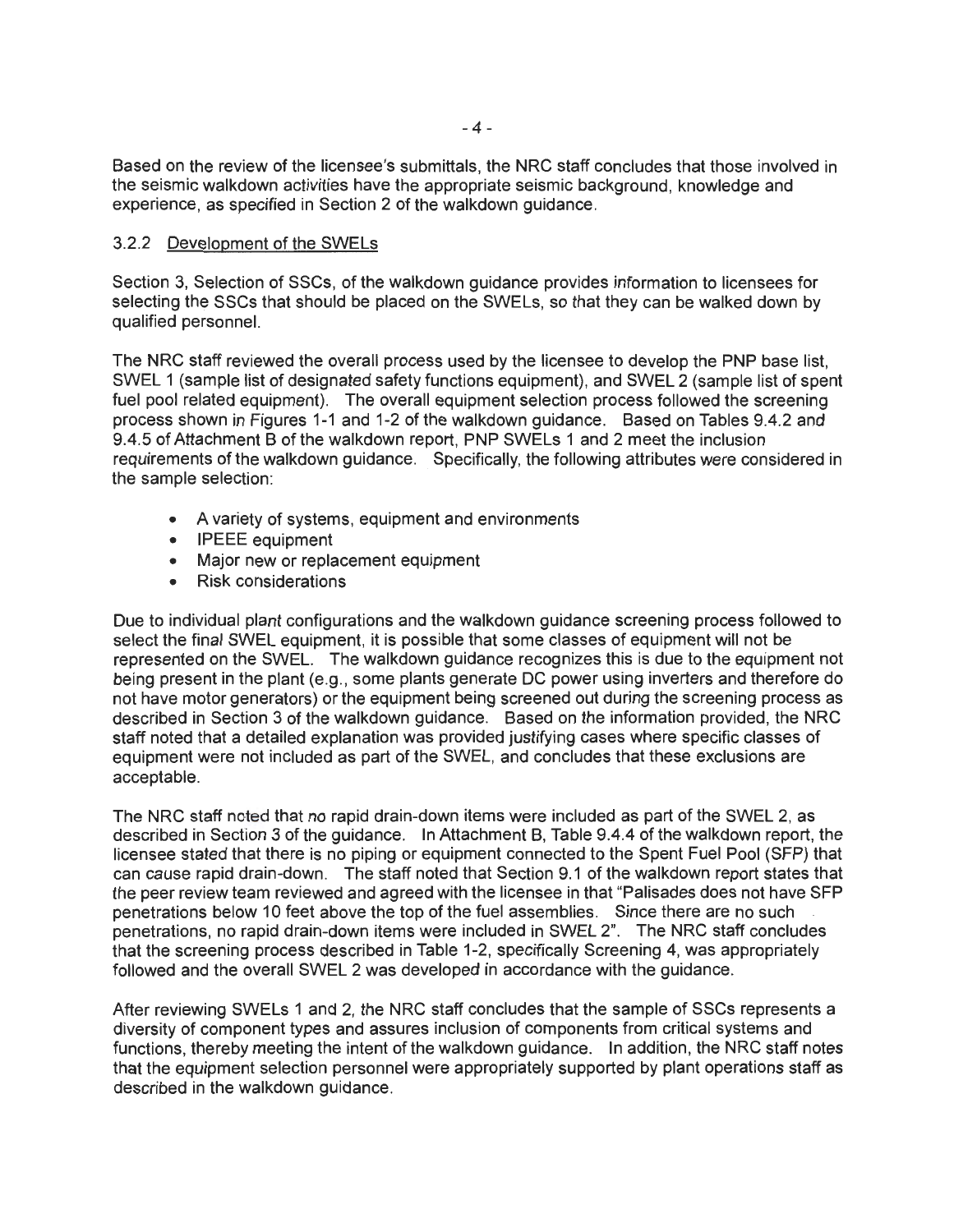Based on the review of the licensee's submittals, the NRC staff concludes that those involved in the seismic walkdown activities have the appropriate seismic background, knowledge and experience, as specified in Section 2 of the walkdown guidance.

### 3.2.2 Development of the SWELs

Section 3, Selection of SSCs, of the walkdown guidance provides information to licensees for selecting the SSCs that should be placed on the SWELs, so that they can be walked down by qualified personnel.

The NRC staff reviewed the overall process used by the licensee to develop the PNP base list, SWEL 1 (sample list of designated safety functions equipment), and SWEL 2 (sample list of spent fuel pool related equipment). The overall equipment selection process followed the screening process shown in Figures 1-1 and 1-2 of the walkdown guidance. Based on Tables 9.4.2 and 9.4.5 of Attachment B of the walkdown report, PNP SWELs 1 and 2 meet the inclusion requirements of the walkdown guidance. Specifically, the following attributes were considered in the sample selection:

- A variety of systems, equipment and environments
- IPEEE equipment
- Major new or replacement equipment
- Risk considerations

Due to individual plant configurations and the walkdown guidance screening process followed to select the final SWEL equipment, it is possible that some classes of equipment will not be represented on the SWEL. The walkdown guidance recognizes this is due to the equipment not being present in the plant (e.g., some plants generate DC power using inverters and therefore do not have motor generators) or the equipment being screened out during the screening process as described in Section 3 of the walkdown guidance. Based on the information provided, the NRC staff noted that a detailed explanation was provided justifying cases where specific classes of equipment were not included as part of the SWEL, and concludes that these exclusions are acceptable.

The NRC staff noted that no rapid drain-down items were included as part of the SWEL 2, as described in Section 3 of the guidance. In Attachment B, Table 9.4.4 of the walkdown report, the licensee stated that there is no piping or equipment connected to the Spent Fuel Pool (SFP) that can cause rapid drain-down. The staff noted that Section 9.1 of the walkdown report states that the peer review team reviewed and agreed with the licensee in that "Palisades does not have SFP penetrations below 10 feet above the top of the fuel assemblies. Since there are no such penetrations, no rapid drain-down items were included in SWEL 2". The NRC staff concludes that the screening process described in Table 1-2, specifically Screening 4, was appropriately followed and the overall SWEL 2 was developed in accordance with the guidance.

After reviewing SWELs 1 and 2, the NRC staff concludes that the sample of SSCs represents a diversity of component types and assures inclusion of components from critical systems and functions, thereby meeting the intent of the walkdown guidance. In addition, the NRC staff notes that the equipment selection personnel were appropriately supported by plant operations staff as described in the walkdown guidance.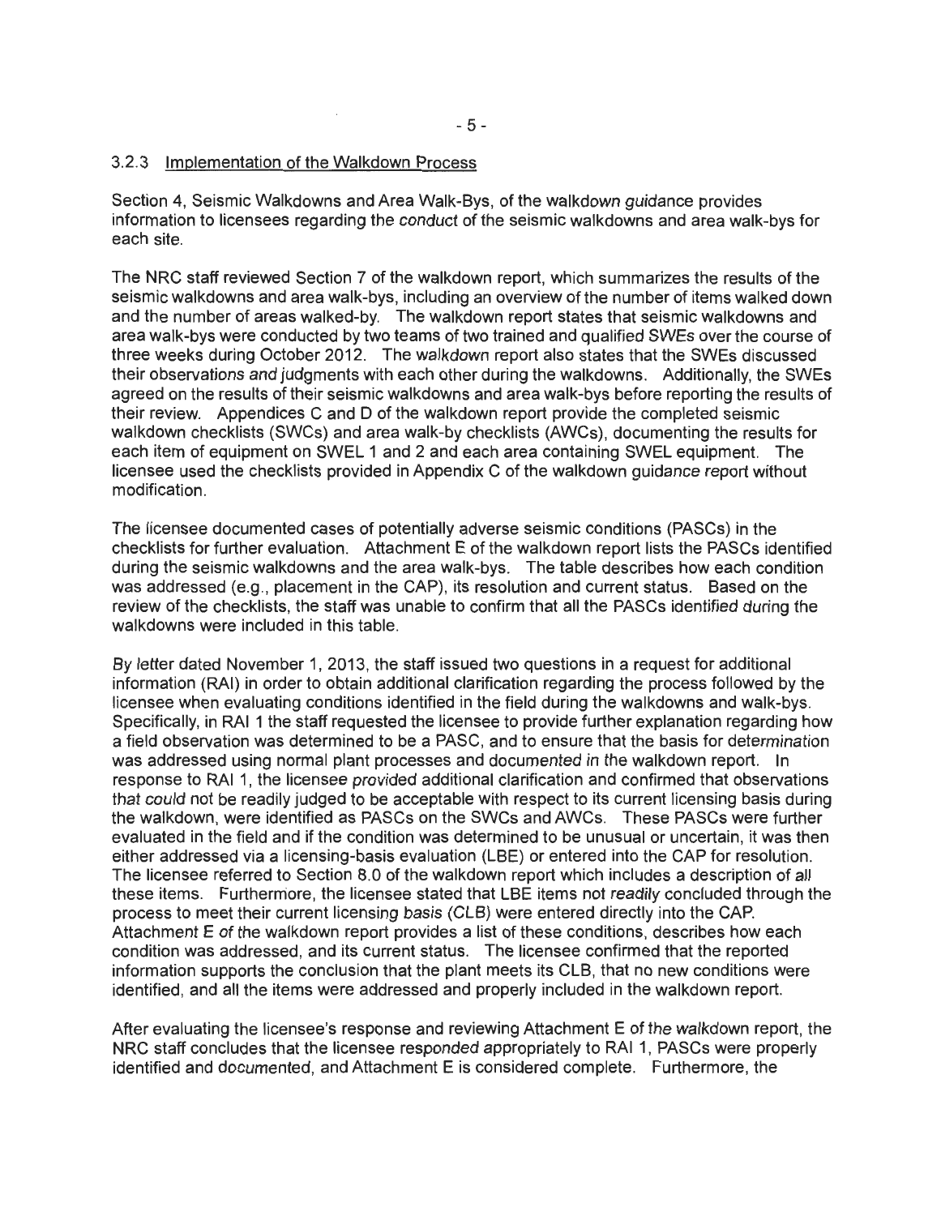### 3.2.3 Implementation of the Walkdown Process

Section 4, Seismic Walkdowns and Area Walk-Bys, of the walkdown guidance provides information to licensees regarding the conduct of the seismic walkdowns and area walk-bys for each site.

The NRC staff reviewed Section 7 of the walkdown report, which summarizes the results of the seismic walkdowns and area walk-bys, including an overview of the number of items walked down and the number of areas walked-by. The walkdown report states that seismic walkdowns and area walk-bys were conducted by two teams of two trained and qualified SWEs over the course of three weeks during October 2012. The walkdown report also states that the SWEs discussed their observations and judgments with each other during the walkdowns. Additionally, the SWEs agreed on the results of their seismic walkdowns and area walk-bys before reporting the results of their review. Appendices C and D of the walkdown report provide the completed seismic walkdown checklists (SWCs) and area walk-by checklists (AWCs), documenting the results for each item of equipment on SWEL 1 and 2 and each area containing SWEL equipment. The licensee used the checklists provided in Appendix C of the walkdown guidance report without modification.

The licensee documented cases of potentially adverse seismic conditions (PASCs) in the checklists for further evaluation. Attachment E of the walkdown report lists the PASCs identified during the seismic walkdowns and the area walk-bys. The table describes how each condition was addressed (e.g., placement in the CAP), its resolution and current status. Based on the review of the checklists, the staff was unable to confirm that all the PASCs identified during the walkdowns were included in this table.

By letter dated November 1, 2013, the staff issued two questions in a request for additional information (RAI) in order to obtain additional clarification regarding the process followed by the licensee when evaluating conditions identified in the field during the walkdowns and walk-bys. Specifically, in RAI 1 the staff requested the licensee to provide further explanation regarding how a field observation was determined to be a PASC, and to ensure that the basis for determination was addressed using normal plant processes and documented in the walkdown report. In response to RAI 1, the licensee provided additional clarification and confirmed that observations that could not be readily judged to be acceptable with respect to its current licensing basis during the walkdown, were identified as PASCs on the SWCs and AWCs. These PASCs were further evaluated in the field and if the condition was determined to be unusual or uncertain, it was then either addressed via a licensing-basis evaluation (LBE) or entered into the CAP for resolution. The licensee referred to Section 8.0 of the walkdown report which includes a description of all these items. Furthermore, the licensee stated that LBE items not readily concluded through the process to meet their current licensing basis (CLB) were entered directly into the CAP. Attachment E of the walkdown report provides a list of these conditions, describes how each condition was addressed, and its current status. The licensee confirmed that the reported information supports the conclusion that the plant meets its CLB, that no new conditions were identified, and all the items were addressed and properly included in the walkdown report.

After evaluating the licensee's response and reviewing Attachment E of the walkdown report, the NRC staff concludes that the licensee responded appropriately to RAI 1, PASCs were properly identified and documented, and Attachment E is considered complete. Furthermore, the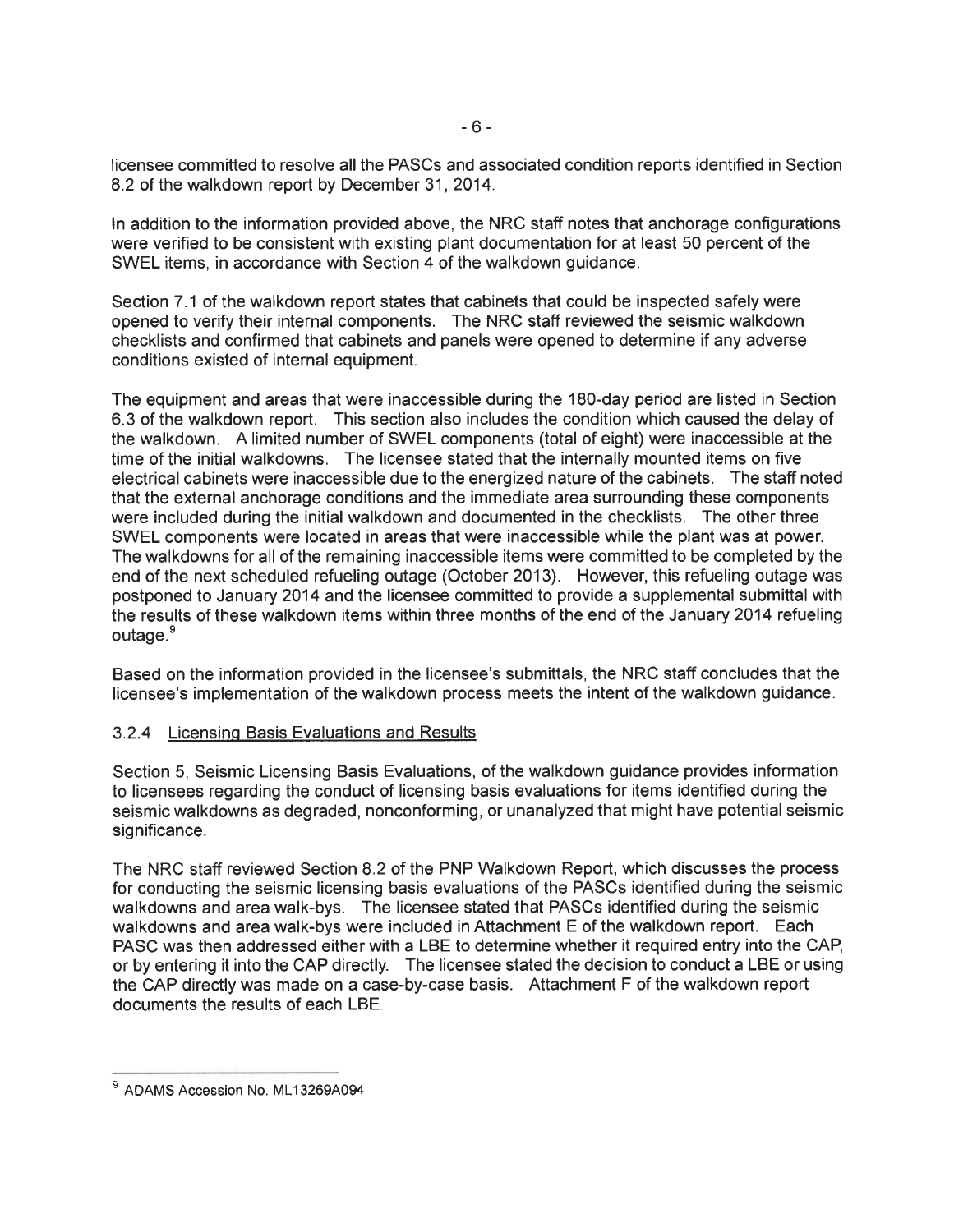licensee committed to resolve all the PASCs and associated condition reports identified in Section 8.2 of the walkdown report by December 31, 2014.

In addition to the information provided above, the NRC staff notes that anchorage configurations were verified to be consistent with existing plant documentation for at least 50 percent of the SWEL items, in accordance with Section 4 of the walkdown guidance.

Section 7.1 of the walkdown report states that cabinets that could be inspected safely were opened to verify their internal components. The NRC staff reviewed the seismic walkdown checklists and confirmed that cabinets and panels were opened to determine if any adverse conditions existed of internal equipment.

The equipment and areas that were inaccessible during the 180-day period are listed in Section 6.3 of the walkdown report. This section also includes the condition which caused the delay of the walkdown. A limited number of SWEL components (total of eight) were inaccessible at the time of the initial walkdowns. The licensee stated that the internally mounted items on five electrical cabinets were inaccessible due to the energized nature of the cabinets. The staff noted that the external anchorage conditions and the immediate area surrounding these components were included during the initial walkdown and documented in the checklists. The other three SWEL components were located in areas that were inaccessible while the plant was at power. The walkdowns for all of the remaining inaccessible items were committed to be completed by the end of the next scheduled refueling outage (October 2013). However, this refueling outage was postponed to January 2014 and the licensee committed to provide a supplemental submittal with the results of these walkdown items within three months of the end of the January 2014 refueling outage.[9]

Based on the information provided in the licensee's submittals, the NRC staff concludes that the licensee's implementation of the walkdown process meets the intent of the walkdown guidance.

### 3.2.4 Licensing Basis Evaluations and Results

Section 5, Seismic Licensing Basis Evaluations, of the walkdown guidance provides information to licensees regarding the conduct of licensing basis evaluations for items identified during the seismic walkdowns as degraded, nonconforming, or unanalyzed that might have potential seismic significance.

The NRC staff reviewed Section 8.2 of the PNP Walkdown Report, which discusses the process for conducting the seismic licensing basis evaluations of the PASCs identified during the seismic walkdowns and area walk-bys. The licensee stated that PASCs identified during the seismic walkdowns and area walk-bys were included in Attachment E of the walkdown report. Each PASC was then addressed either with a LBE to determine whether it required entry into the CAP, or by entering it into the CAP directly. The licensee stated the decision to conduct a LBE or using the CAP directly was made on a case-by-case basis. Attachment F of the walkdown report documents the results of each LBE.

---

[9] ADAMS Accession No. ML13269A094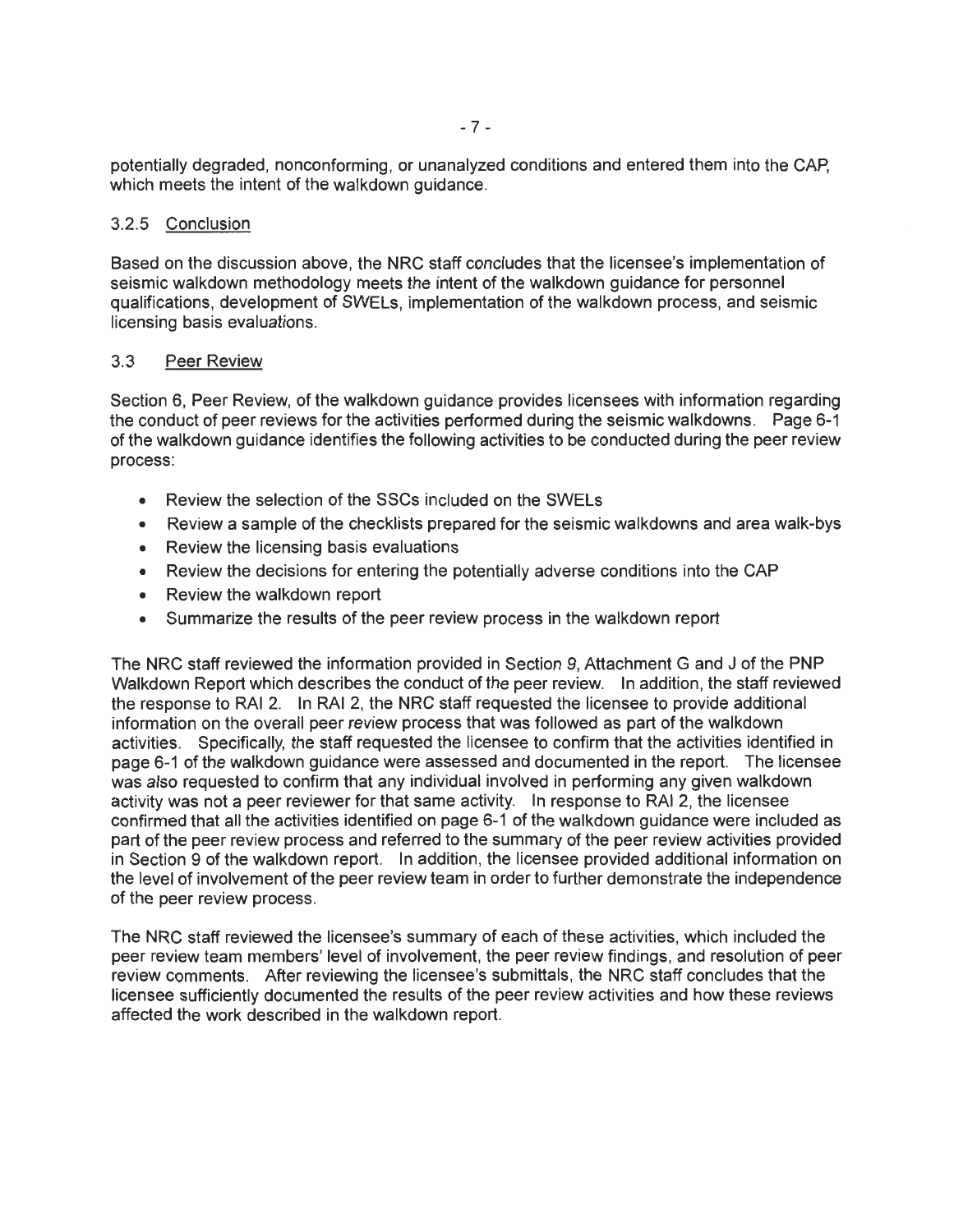potentially degraded, nonconforming, or unanalyzed conditions and entered them into the CAP, which meets the intent of the walkdown guidance.

### 3.2.5 Conclusion

Based on the discussion above, the NRC staff concludes that the licensee's implementation of seismic walkdown methodology meets the intent of the walkdown guidance for personnel qualifications, development of SWELs, implementation of the walkdown process, and seismic licensing basis evaluations.

## 3.3 Peer Review

Section 6, Peer Review, of the walkdown guidance provides licensees with information regarding the conduct of peer reviews for the activities performed during the seismic walkdowns. Page 6-1 of the walkdown guidance identifies the following activities to be conducted during the peer review process:

- Review the selection of the SSCs included on the SWELs
- Review a sample of the checklists prepared for the seismic walkdowns and area walk-bys
- Review the licensing basis evaluations
- Review the decisions for entering the potentially adverse conditions into the CAP
- Review the walkdown report
- Summarize the results of the peer review process in the walkdown report

The NRC staff reviewed the information provided in Section 9, Attachment G and J of the PNP Walkdown Report which describes the conduct of the peer review. In addition, the staff reviewed the response to RAI 2. In RAI 2, the NRC staff requested the licensee to provide additional information on the overall peer review process that was followed as part of the walkdown activities. Specifically, the staff requested the licensee to confirm that the activities identified in page 6-1 of the walkdown guidance were assessed and documented in the report. The licensee was also requested to confirm that any individual involved in performing any given walkdown activity was not a peer reviewer for that same activity. In response to RAI 2, the licensee confirmed that all the activities identified on page 6-1 of the walkdown guidance were included as part of the peer review process and referred to the summary of the peer review activities provided in Section 9 of the walkdown report. In addition, the licensee provided additional information on the level of involvement of the peer review team in order to further demonstrate the independence of the peer review process.

The NRC staff reviewed the licensee's summary of each of these activities, which included the peer review team members' level of involvement, the peer review findings, and resolution of peer review comments. After reviewing the licensee's submittals, the NRC staff concludes that the licensee sufficiently documented the results of the peer review activities and how these reviews affected the work described in the walkdown report.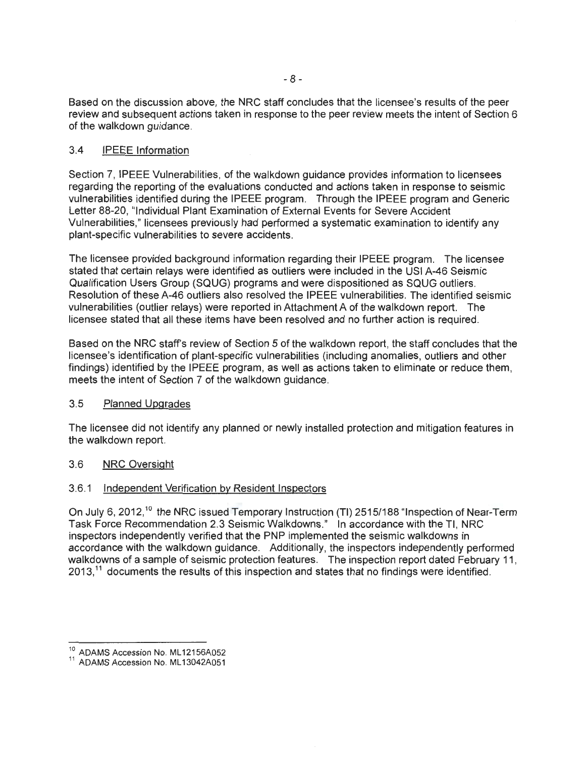Based on the discussion above, the NRC staff concludes that the licensee's results of the peer review and subsequent actions taken in response to the peer review meets the intent of Section 6 of the walkdown guidance.

### 3.4 IPEEE Information

Section 7, IPEEE Vulnerabilities, of the walkdown guidance provides information to licensees regarding the reporting of the evaluations conducted and actions taken in response to seismic vulnerabilities identified during the IPEEE program. Through the IPEEE program and Generic Letter 88-20, "Individual Plant Examination of External Events for Severe Accident Vulnerabilities," licensees previously had performed a systematic examination to identify any plant-specific vulnerabilities to severe accidents.

The licensee provided background information regarding their IPEEE program. The licensee stated that certain relays were identified as outliers were included in the USI A-46 Seismic Qualification Users Group (SQUG) programs and were dispositioned as SQUG outliers. Resolution of these A-46 outliers also resolved the IPEEE vulnerabilities. The identified seismic vulnerabilities (outlier relays) were reported in Attachment A of the walkdown report. The licensee stated that all these items have been resolved and no further action is required.

Based on the NRC staff's review of Section 5 of the walkdown report, the staff concludes that the licensee's identification of plant-specific vulnerabilities (including anomalies, outliers and other findings) identified by the IPEEE program, as well as actions taken to eliminate or reduce them, meets the intent of Section 7 of the walkdown guidance.

### 3.5 Planned Upgrades

The licensee did not identify any planned or newly installed protection and mitigation features in the walkdown report.

### 3.6 NRC Oversight

#### 3.6.1 Independent Verification by Resident Inspectors

On July 6, 2012,[10] the NRC issued Temporary Instruction (TI) 2515/188 "Inspection of Near-Term Task Force Recommendation 2.3 Seismic Walkdowns." In accordance with the TI, NRC inspectors independently verified that the PNP implemented the seismic walkdowns in accordance with the walkdown guidance. Additionally, the inspectors independently performed walkdowns of a sample of seismic protection features. The inspection report dated February 11, 2013,[11] documents the results of this inspection and states that no findings were identified.

---

[10] ADAMS Accession No. ML12156A052

[11] ADAMS Accession No. ML13042A051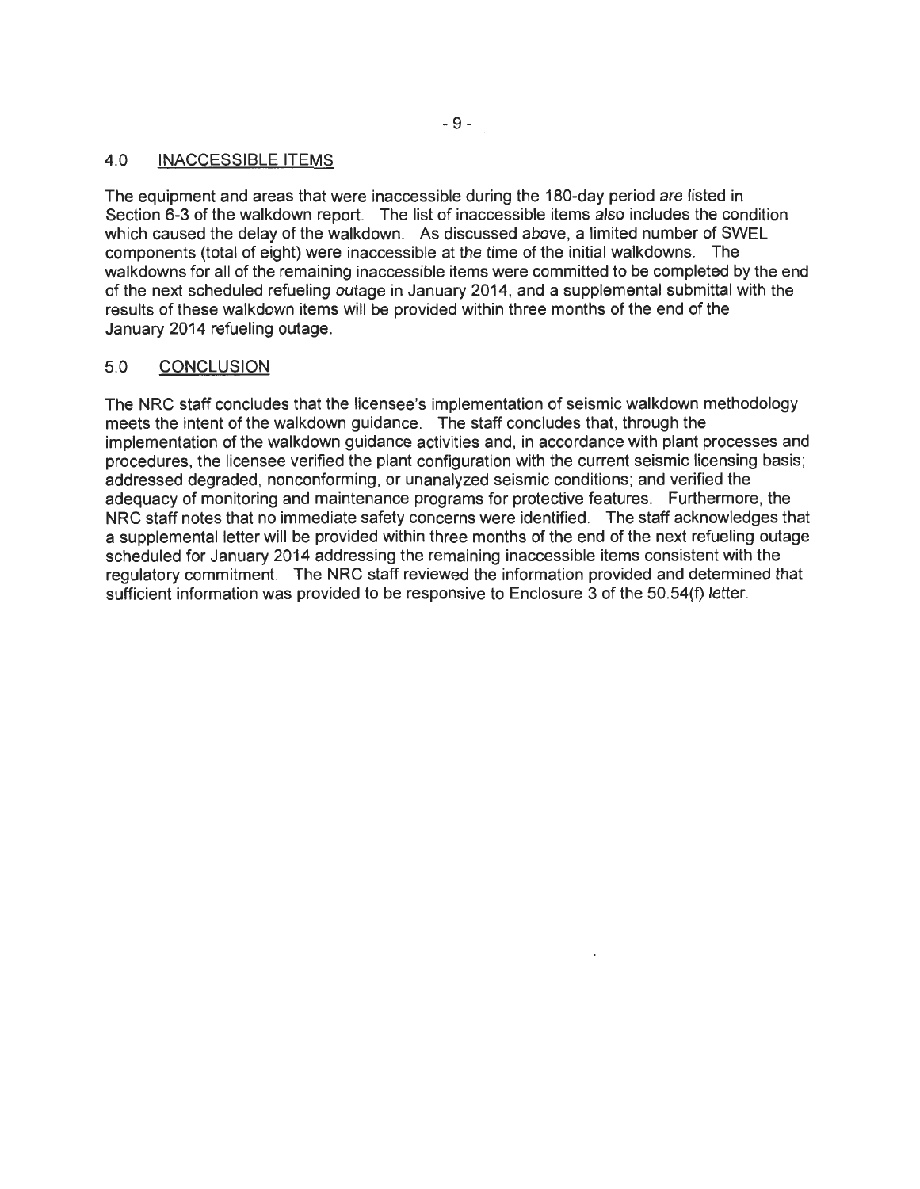## 4.0 INACCESSIBLE ITEMS

The equipment and areas that were inaccessible during the 180-day period are listed in Section 6-3 of the walkdown report. The list of inaccessible items also includes the condition which caused the delay of the walkdown. As discussed above, a limited number of SWEL components (total of eight) were inaccessible at the time of the initial walkdowns. The walkdowns for all of the remaining inaccessible items were committed to be completed by the end of the next scheduled refueling outage in January 2014, and a supplemental submittal with the results of these walkdown items will be provided within three months of the end of the January 2014 refueling outage.

## 5.0 CONCLUSION

The NRC staff concludes that the licensee's implementation of seismic walkdown methodology meets the intent of the walkdown guidance. The staff concludes that, through the implementation of the walkdown guidance activities and, in accordance with plant processes and procedures, the licensee verified the plant configuration with the current seismic licensing basis; addressed degraded, nonconforming, or unanalyzed seismic conditions; and verified the adequacy of monitoring and maintenance programs for protective features. Furthermore, the NRC staff notes that no immediate safety concerns were identified. The staff acknowledges that a supplemental letter will be provided within three months of the end of the next refueling outage scheduled for January 2014 addressing the remaining inaccessible items consistent with the regulatory commitment. The NRC staff reviewed the information provided and determined that sufficient information was provided to be responsive to Enclosure 3 of the 50.54(f) letter.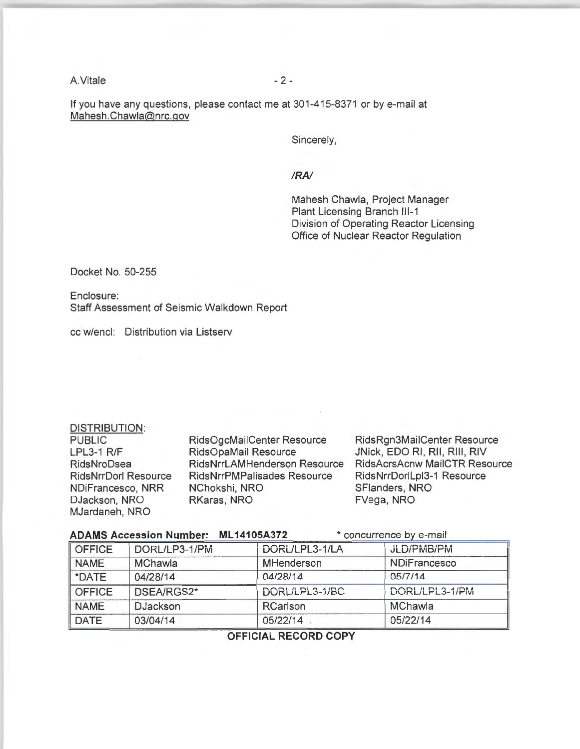If you have any questions, please contact me at 301-415-8371 or by e-mail at Mahesh.Chawla@nrc.gov

Sincerely,

*/RA/*

Mahesh Chawla, Project Manager
Plant Licensing Branch III-1
Division of Operating Reactor Licensing
Office of Nuclear Reactor Regulation

Docket No. 50-255

Enclosure:
Staff Assessment of Seismic Walkdown Report

cc w/encl: Distribution via Listserv

DISTRIBUTION:

PUBLIC
LPL3-1 R/F
RidsNroDsea
RidsNrrDorl Resource
NDiFrancesco, NRR
DJackson, NRO
MJardaneh, NRO
RidsOgcMailCenter Resource
RidsOpaMail Resource
RidsNrrLAMHenderson Resource
RidsNrrPMPalisades Resource
NChokshi, NRO
RKaras, NRO
RidsRgn3MailCenter Resource
JNick, EDO RI, RII, RIII, RIV
RidsAcrsAcnw MailCTR Resource
RidsNrrDorlLpl3-1 Resource
SFlanders, NRO
FVega, NRO

**ADAMS Accession Number: ML14105A372** * concurrence by e-mail

| | | | |
|---|---|---|---|
| OFFICE | DORL/LP3-1/PM | DORL/LPL3-1/LA | JLD/PMB/PM |
| NAME | MChawla | MHenderson | NDiFrancesco |
| *DATE | 04/28/14 | 04/28/14 | 05/7/14 |
| OFFICE | DSEA/RGS2* | DORL/LPL3-1/BC | DORL/LPL3-1/PM |
| NAME | DJackson | RCarlson | MChawla |
| DATE | 03/04/14 | 05/22/14 | 05/22/14 |

**OFFICIAL RECORD COPY**